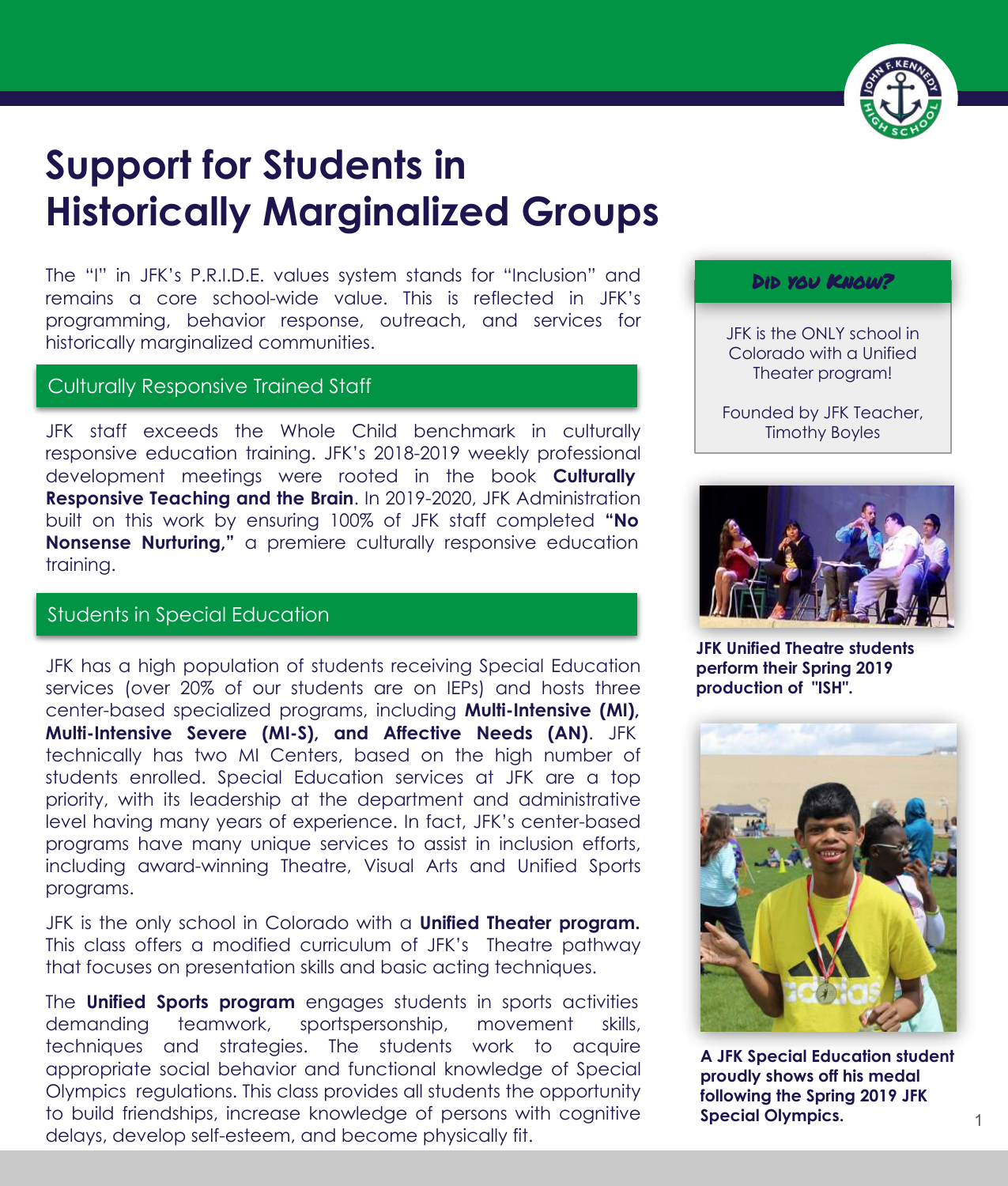# Support for Students in Historically Marginalized Groups

The "I" in JFK's P.R.I.D.E. values system stands for "Inclusion" and remains a core school-wide value. This is reflected in JFK's programming, behavior response, outreach, and services for historically marginalized communities.

## Culturally Responsive Trained Staff

JFK staff exceeds the Whole Child benchmark in culturally responsive education training. JFK's 2018-2019 weekly professional development meetings were rooted in the book **Culturally Responsive Teaching and the Brain**. In 2019-2020, JFK Administration built on this work by ensuring 100% of JFK staff completed **"No Nonsense Nurturing,"** a premiere culturally responsive education training.

## Students in Special Education

JFK has a high population of students receiving Special Education services (over 20% of our students are on IEPs) and hosts three center-based specialized programs, including **Multi-Intensive (MI), Multi-Intensive Severe (MI-S), and Affective Needs (AN)**. JFK technically has two MI Centers, based on the high number of students enrolled. Special Education services at JFK are a top priority, with its leadership at the department and administrative level having many years of experience. In fact, JFK's center-based programs have many unique services to assist in inclusion efforts, including award-winning Theatre, Visual Arts and Unified Sports programs.

JFK is the only school in Colorado with a **Unified Theater program.** This class offers a modified curriculum of JFK's Theatre pathway that focuses on presentation skills and basic acting techniques.

The **Unified Sports program** engages students in sports activities demanding teamwork, sportspersonship, movement skills, techniques and strategies. The students work to acquire appropriate social behavior and functional knowledge of Special Olympics regulations. This class provides all students the opportunity to build friendships, increase knowledge of persons with cognitive delays, develop self-esteem, and become physically fit.

### Did you Know?

JFK is the ONLY school in Colorado with a Unified Theater program!

Founded by JFK Teacher, Timothy Boyles

**JFK Unified Theatre students perform their Spring 2019 production of "ISH".**

**A JFK Special Education student proudly shows off his medal following the Spring 2019 JFK Special Olympics.**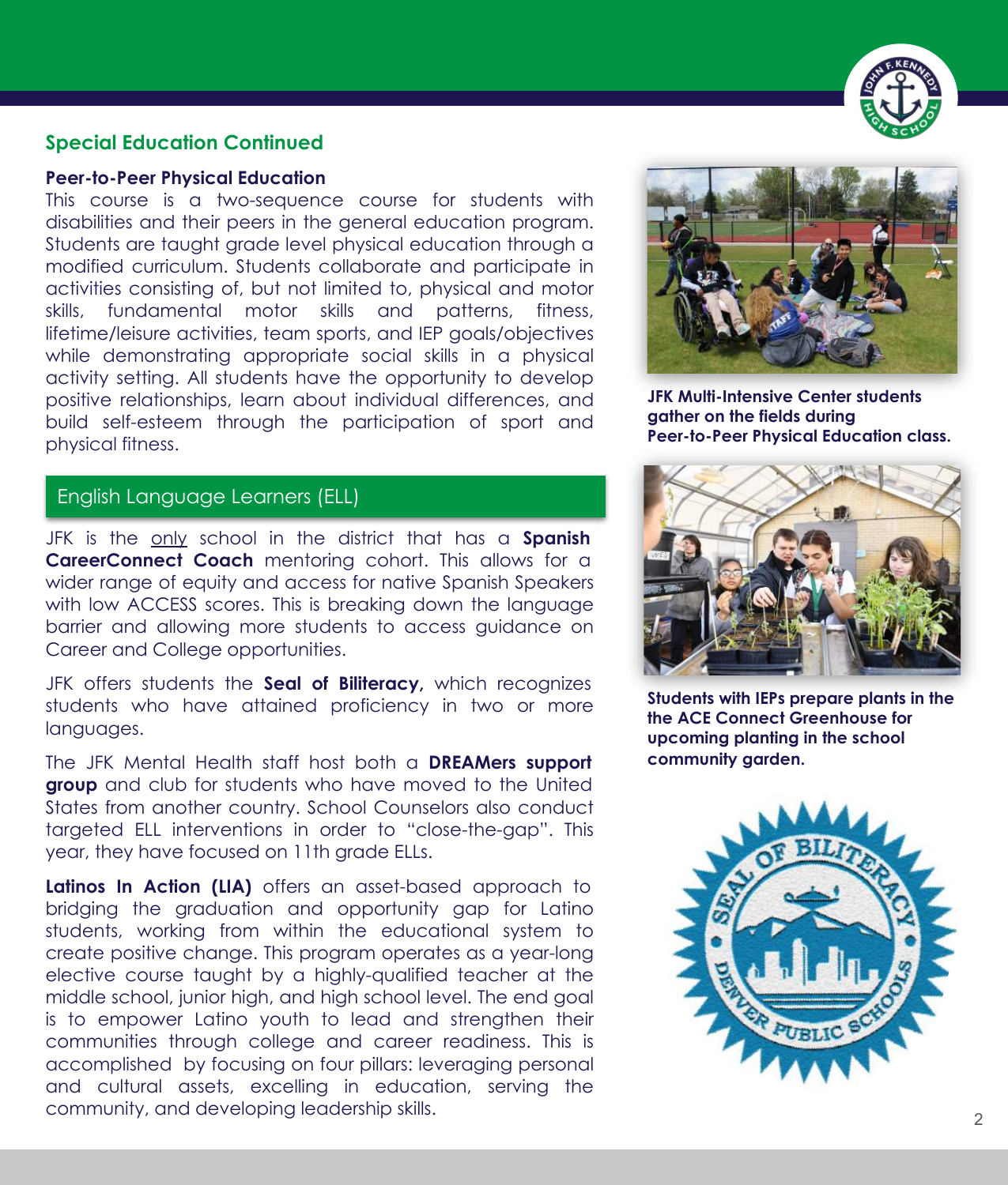## Special Education Continued

**Peer-to-Peer Physical Education**

This course is a two-sequence course for students with disabilities and their peers in the general education program. Students are taught grade level physical education through a modified curriculum. Students collaborate and participate in activities consisting of, but not limited to, physical and motor skills, fundamental motor skills and patterns, fitness, lifetime/leisure activities, team sports, and IEP goals/objectives while demonstrating appropriate social skills in a physical activity setting. All students have the opportunity to develop positive relationships, learn about individual differences, and build self-esteem through the participation of sport and physical fitness.

**JFK Multi-Intensive Center students gather on the fields during Peer-to-Peer Physical Education class.**

## English Language Learners (ELL)

JFK is the only school in the district that has a **Spanish CareerConnect Coach** mentoring cohort. This allows for a wider range of equity and access for native Spanish Speakers with low ACCESS scores. This is breaking down the language barrier and allowing more students to access guidance on Career and College opportunities.

JFK offers students the **Seal of Biliteracy,** which recognizes students who have attained proficiency in two or more languages.

The JFK Mental Health staff host both a **DREAMers support group** and club for students who have moved to the United States from another country. School Counselors also conduct targeted ELL interventions in order to "close-the-gap". This year, they have focused on 11th grade ELLs.

**Latinos In Action (LIA)** offers an asset-based approach to bridging the graduation and opportunity gap for Latino students, working from within the educational system to create positive change. This program operates as a year-long elective course taught by a highly-qualified teacher at the middle school, junior high, and high school level. The end goal is to empower Latino youth to lead and strengthen their communities through college and career readiness. This is accomplished by focusing on four pillars: leveraging personal and cultural assets, excelling in education, serving the community, and developing leadership skills.

**Students with IEPs prepare plants in the the ACE Connect Greenhouse for upcoming planting in the school community garden.**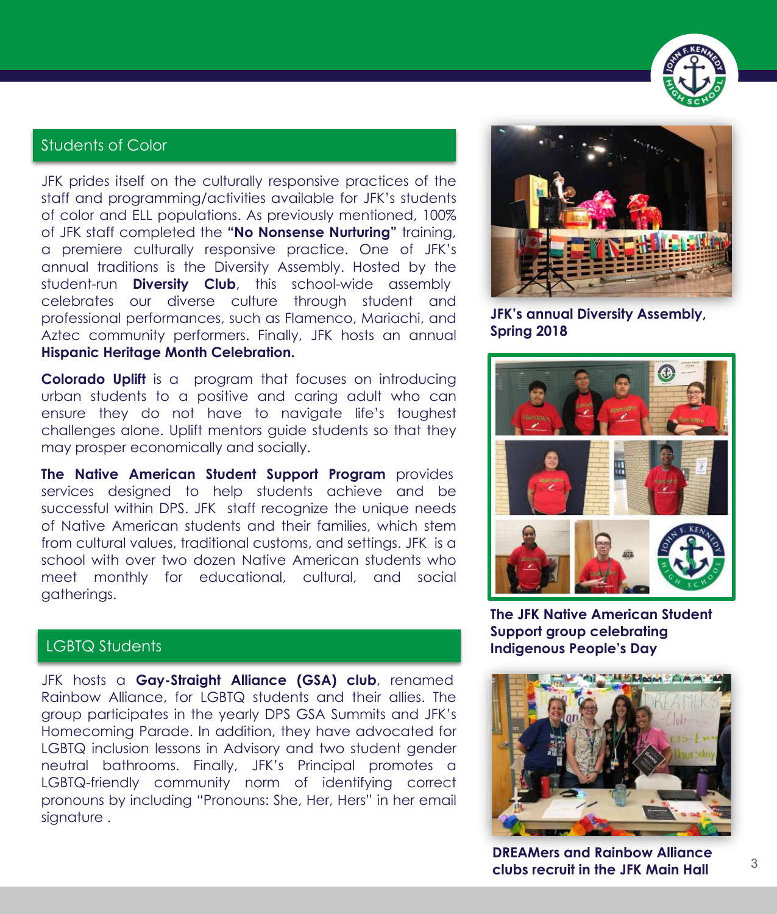## Students of Color

JFK prides itself on the culturally responsive practices of the staff and programming/activities available for JFK's students of color and ELL populations. As previously mentioned, 100% of JFK staff completed the **"No Nonsense Nurturing"** training, a premiere culturally responsive practice. One of JFK's annual traditions is the Diversity Assembly. Hosted by the student-run **Diversity Club**, this school-wide assembly celebrates our diverse culture through student and professional performances, such as Flamenco, Mariachi, and Aztec community performers. Finally, JFK hosts an annual **Hispanic Heritage Month Celebration.**

**Colorado Uplift** is a program that focuses on introducing urban students to a positive and caring adult who can ensure they do not have to navigate life's toughest challenges alone. Uplift mentors guide students so that they may prosper economically and socially.

**The Native American Student Support Program** provides services designed to help students achieve and be successful within DPS. JFK staff recognize the unique needs of Native American students and their families, which stem from cultural values, traditional customs, and settings. JFK is a school with over two dozen Native American students who meet monthly for educational, cultural, and social gatherings.

**JFK's annual Diversity Assembly, Spring 2018**

**The JFK Native American Student Support group celebrating Indigenous People's Day**

## LGBTQ Students

JFK hosts a **Gay-Straight Alliance (GSA) club**, renamed Rainbow Alliance, for LGBTQ students and their allies. The group participates in the yearly DPS GSA Summits and JFK's Homecoming Parade. In addition, they have advocated for LGBTQ inclusion lessons in Advisory and two student gender neutral bathrooms. Finally, JFK's Principal promotes a LGBTQ-friendly community norm of identifying correct pronouns by including "Pronouns: She, Her, Hers" in her email signature .

**DREAMers and Rainbow Alliance clubs recruit in the JFK Main Hall**